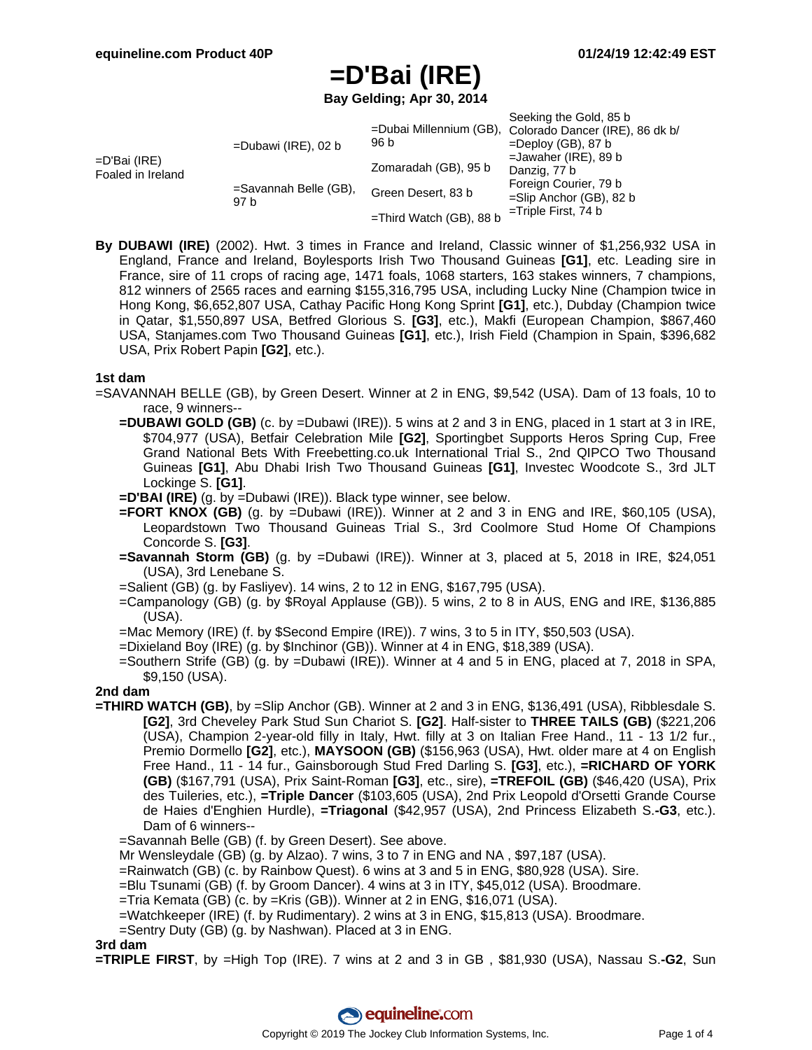# =D'Bai (IRE)

**Bay Gelding; Apr 30, 2014**

| | | | |
|---|---|---|---|
| =D'Bai (IRE) Foaled in Ireland | =Dubawi (IRE), 02 b | =Dubai Millennium (GB), 96 b | Seeking the Gold, 85 b |
| | | | Colorado Dancer (IRE), 86 dk b/ |
| | | Zomaradah (GB), 95 b | =Deploy (GB), 87 b |
| | | | =Jawaher (IRE), 89 b |
| | =Savannah Belle (GB), 97 b | Green Desert, 83 b | Danzig, 77 b |
| | | | Foreign Courier, 79 b |
| | | =Third Watch (GB), 88 b | =Slip Anchor (GB), 82 b |
| | | | =Triple First, 74 b |

**By DUBAWI (IRE)** (2002). Hwt. 3 times in France and Ireland, Classic winner of $1,256,932 USA in England, France and Ireland, Boylesports Irish Two Thousand Guineas **[G1]**, etc. Leading sire in France, sire of 11 crops of racing age, 1471 foals, 1068 starters, 163 stakes winners, 7 champions, 812 winners of 2565 races and earning $155,316,795 USA, including Lucky Nine (Champion twice in Hong Kong, $6,652,807 USA, Cathay Pacific Hong Kong Sprint **[G1]**, etc.), Dubday (Champion twice in Qatar, $1,550,897 USA, Betfred Glorious S. **[G3]**, etc.), Makfi (European Champion, $867,460 USA, Stanjames.com Two Thousand Guineas **[G1]**, etc.), Irish Field (Champion in Spain, $396,682 USA, Prix Robert Papin **[G2]**, etc.).

### 1st dam

=SAVANNAH BELLE (GB), by Green Desert. Winner at 2 in ENG, $9,542 (USA). Dam of 13 foals, 10 to race, 9 winners--

- **=DUBAWI GOLD (GB)** (c. by =Dubawi (IRE)). 5 wins at 2 and 3 in ENG, placed in 1 start at 3 in IRE, $704,977 (USA), Betfair Celebration Mile **[G2]**, Sportingbet Supports Heros Spring Cup, Free Grand National Bets With Freebetting.co.uk International Trial S., 2nd QIPCO Two Thousand Guineas **[G1]**, Abu Dhabi Irish Two Thousand Guineas **[G1]**, Investec Woodcote S., 3rd JLT Lockinge S. **[G1]**.
- **=D'BAI (IRE)** (g. by =Dubawi (IRE)). Black type winner, see below.
- **=FORT KNOX (GB)** (g. by =Dubawi (IRE)). Winner at 2 and 3 in ENG and IRE, $60,105 (USA), Leopardstown Two Thousand Guineas Trial S., 3rd Coolmore Stud Home Of Champions Concorde S. **[G3]**.
- **=Savannah Storm (GB)** (g. by =Dubawi (IRE)). Winner at 3, placed at 5, 2018 in IRE, $24,051 (USA), 3rd Lenebane S.
- =Salient (GB) (g. by Fasliyev). 14 wins, 2 to 12 in ENG, $167,795 (USA).
- =Campanology (GB) (g. by $Royal Applause (GB)). 5 wins, 2 to 8 in AUS, ENG and IRE, $136,885 (USA).
- =Mac Memory (IRE) (f. by $Second Empire (IRE)). 7 wins, 3 to 5 in ITY, $50,503 (USA).
- =Dixieland Boy (IRE) (g. by $Inchinor (GB)). Winner at 4 in ENG, $18,389 (USA).
- =Southern Strife (GB) (g. by =Dubawi (IRE)). Winner at 4 and 5 in ENG, placed at 7, 2018 in SPA, $9,150 (USA).

### 2nd dam

**=THIRD WATCH (GB)**, by =Slip Anchor (GB). Winner at 2 and 3 in ENG, $136,491 (USA), Ribblesdale S. **[G2]**, 3rd Cheveley Park Stud Sun Chariot S. **[G2]**. Half-sister to **THREE TAILS (GB)** ($221,206 (USA), Champion 2-year-old filly in Italy, Hwt. filly at 3 on Italian Free Hand., 11 - 13 1/2 fur., Premio Dormello **[G2]**, etc.), **MAYSOON (GB)** ($156,963 (USA), Hwt. older mare at 4 on English Free Hand., 11 - 14 fur., Gainsborough Stud Fred Darling S. **[G3]**, etc.), **=RICHARD OF YORK (GB)** ($167,791 (USA), Prix Saint-Roman **[G3]**, etc., sire), **=TREFOIL (GB)** ($46,420 (USA), Prix des Tuileries, etc.), **=Triple Dancer** ($103,605 (USA), 2nd Prix Leopold d'Orsetti Grande Course de Haies d'Enghien Hurdle), **=Triagonal** ($42,957 (USA), 2nd Princess Elizabeth S.**-G3**, etc.). Dam of 6 winners--

- =Savannah Belle (GB) (f. by Green Desert). See above.
- Mr Wensleydale (GB) (g. by Alzao). 7 wins, 3 to 7 in ENG and NA , $97,187 (USA).
- =Rainwatch (GB) (c. by Rainbow Quest). 6 wins at 3 and 5 in ENG, $80,928 (USA). Sire.
- =Blu Tsunami (GB) (f. by Groom Dancer). 4 wins at 3 in ITY, $45,012 (USA). Broodmare.
- =Tria Kemata (GB) (c. by =Kris (GB)). Winner at 2 in ENG, $16,071 (USA).
- =Watchkeeper (IRE) (f. by Rudimentary). 2 wins at 3 in ENG, $15,813 (USA). Broodmare.
- =Sentry Duty (GB) (g. by Nashwan). Placed at 3 in ENG.

### 3rd dam

**=TRIPLE FIRST**, by =High Top (IRE). 7 wins at 2 and 3 in GB , $81,930 (USA), Nassau S.**-G2**, Sun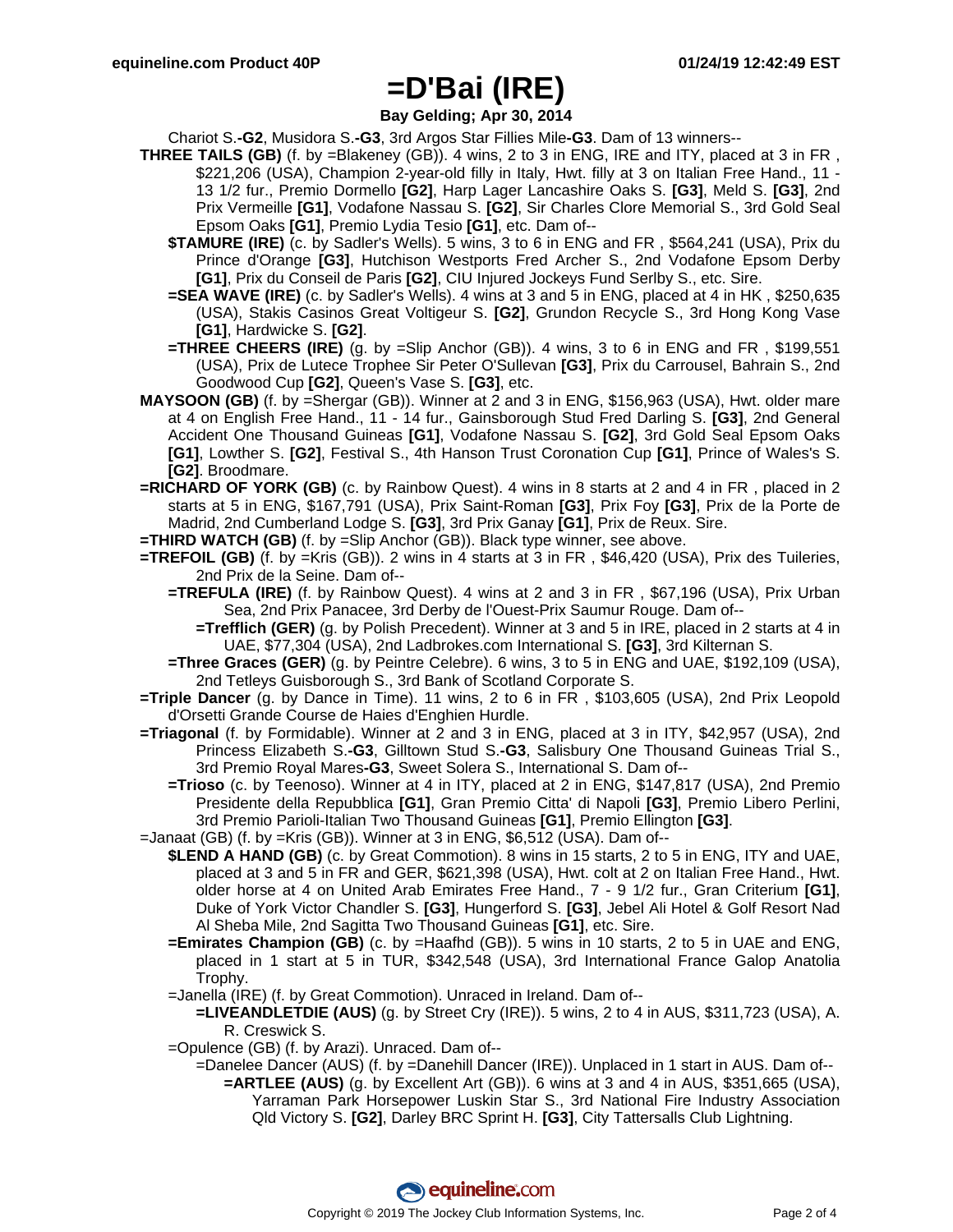# =D'Bai (IRE)

**Bay Gelding; Apr 30, 2014**

Chariot S.**-G2**, Musidora S.**-G3**, 3rd Argos Star Fillies Mile**-G3**. Dam of 13 winners--

**THREE TAILS (GB)** (f. by =Blakeney (GB)). 4 wins, 2 to 3 in ENG, IRE and ITY, placed at 3 in FR , $221,206 (USA), Champion 2-year-old filly in Italy, Hwt. filly at 3 on Italian Free Hand., 11 - 13 1/2 fur., Premio Dormello **[G2]**, Harp Lager Lancashire Oaks S. **[G3]**, Meld S. **[G3]**, 2nd Prix Vermeille **[G1]**, Vodafone Nassau S. **[G2]**, Sir Charles Clore Memorial S., 3rd Gold Seal Epsom Oaks **[G1]**, Premio Lydia Tesio **[G1]**, etc. Dam of--

**$TAMURE (IRE)** (c. by Sadler's Wells). 5 wins, 3 to 6 in ENG and FR , $564,241 (USA), Prix du Prince d'Orange **[G3]**, Hutchison Westports Fred Archer S., 2nd Vodafone Epsom Derby **[G1]**, Prix du Conseil de Paris **[G2]**, CIU Injured Jockeys Fund Serlby S., etc. Sire.

**=SEA WAVE (IRE)** (c. by Sadler's Wells). 4 wins at 3 and 5 in ENG, placed at 4 in HK , $250,635 (USA), Stakis Casinos Great Voltigeur S. **[G2]**, Grundon Recycle S., 3rd Hong Kong Vase **[G1]**, Hardwicke S. **[G2]**.

**=THREE CHEERS (IRE)** (g. by =Slip Anchor (GB)). 4 wins, 3 to 6 in ENG and FR , $199,551 (USA), Prix de Lutece Trophee Sir Peter O'Sullevan **[G3]**, Prix du Carrousel, Bahrain S., 2nd Goodwood Cup **[G2]**, Queen's Vase S. **[G3]**, etc.

**MAYSOON (GB)** (f. by =Shergar (GB)). Winner at 2 and 3 in ENG, $156,963 (USA), Hwt. older mare at 4 on English Free Hand., 11 - 14 fur., Gainsborough Stud Fred Darling S. **[G3]**, 2nd General Accident One Thousand Guineas **[G1]**, Vodafone Nassau S. **[G2]**, 3rd Gold Seal Epsom Oaks **[G1]**, Lowther S. **[G2]**, Festival S., 4th Hanson Trust Coronation Cup **[G1]**, Prince of Wales's S. **[G2]**. Broodmare.

**=RICHARD OF YORK (GB)** (c. by Rainbow Quest). 4 wins in 8 starts at 2 and 4 in FR , placed in 2 starts at 5 in ENG, $167,791 (USA), Prix Saint-Roman **[G3]**, Prix Foy **[G3]**, Prix de la Porte de Madrid, 2nd Cumberland Lodge S. **[G3]**, 3rd Prix Ganay **[G1]**, Prix de Reux. Sire.

**=THIRD WATCH (GB)** (f. by =Slip Anchor (GB)). Black type winner, see above.

**=TREFOIL (GB)** (f. by =Kris (GB)). 2 wins in 4 starts at 3 in FR , $46,420 (USA), Prix des Tuileries, 2nd Prix de la Seine. Dam of--

**=TREFULA (IRE)** (f. by Rainbow Quest). 4 wins at 2 and 3 in FR , $67,196 (USA), Prix Urban Sea, 2nd Prix Panacee, 3rd Derby de l'Ouest-Prix Saumur Rouge. Dam of--

**=Trefflich (GER)** (g. by Polish Precedent). Winner at 3 and 5 in IRE, placed in 2 starts at 4 in UAE, $77,304 (USA), 2nd Ladbrokes.com International S. **[G3]**, 3rd Kilternan S.

**=Three Graces (GER)** (g. by Peintre Celebre). 6 wins, 3 to 5 in ENG and UAE, $192,109 (USA), 2nd Tetleys Guisborough S., 3rd Bank of Scotland Corporate S.

**=Triple Dancer** (g. by Dance in Time). 11 wins, 2 to 6 in FR , $103,605 (USA), 2nd Prix Leopold d'Orsetti Grande Course de Haies d'Enghien Hurdle.

**=Triagonal** (f. by Formidable). Winner at 2 and 3 in ENG, placed at 3 in ITY, $42,957 (USA), 2nd Princess Elizabeth S.**-G3**, Gilltown Stud S.**-G3**, Salisbury One Thousand Guineas Trial S., 3rd Premio Royal Mares**-G3**, Sweet Solera S., International S. Dam of--

**=Trioso** (c. by Teenoso). Winner at 4 in ITY, placed at 2 in ENG, $147,817 (USA), 2nd Premio Presidente della Repubblica **[G1]**, Gran Premio Citta' di Napoli **[G3]**, Premio Libero Perlini, 3rd Premio Parioli-Italian Two Thousand Guineas **[G1]**, Premio Ellington **[G3]**.

=Janaat (GB) (f. by =Kris (GB)). Winner at 3 in ENG, $6,512 (USA). Dam of--

**$LEND A HAND (GB)** (c. by Great Commotion). 8 wins in 15 starts, 2 to 5 in ENG, ITY and UAE, placed at 3 and 5 in FR and GER, $621,398 (USA), Hwt. colt at 2 on Italian Free Hand., Hwt. older horse at 4 on United Arab Emirates Free Hand., 7 - 9 1/2 fur., Gran Criterium **[G1]**, Duke of York Victor Chandler S. **[G3]**, Hungerford S. **[G3]**, Jebel Ali Hotel & Golf Resort Nad Al Sheba Mile, 2nd Sagitta Two Thousand Guineas **[G1]**, etc. Sire.

**=Emirates Champion (GB)** (c. by =Haafhd (GB)). 5 wins in 10 starts, 2 to 5 in UAE and ENG, placed in 1 start at 5 in TUR, $342,548 (USA), 3rd International France Galop Anatolia Trophy.

=Janella (IRE) (f. by Great Commotion). Unraced in Ireland. Dam of--

**=LIVEANDLETDIE (AUS)** (g. by Street Cry (IRE)). 5 wins, 2 to 4 in AUS, $311,723 (USA), A. R. Creswick S.

=Opulence (GB) (f. by Arazi). Unraced. Dam of--

=Danelee Dancer (AUS) (f. by =Danehill Dancer (IRE)). Unplaced in 1 start in AUS. Dam of--

**=ARTLEE (AUS)** (g. by Excellent Art (GB)). 6 wins at 3 and 4 in AUS, $351,665 (USA), Yarraman Park Horsepower Luskin Star S., 3rd National Fire Industry Association Qld Victory S. **[G2]**, Darley BRC Sprint H. **[G3]**, City Tattersalls Club Lightning.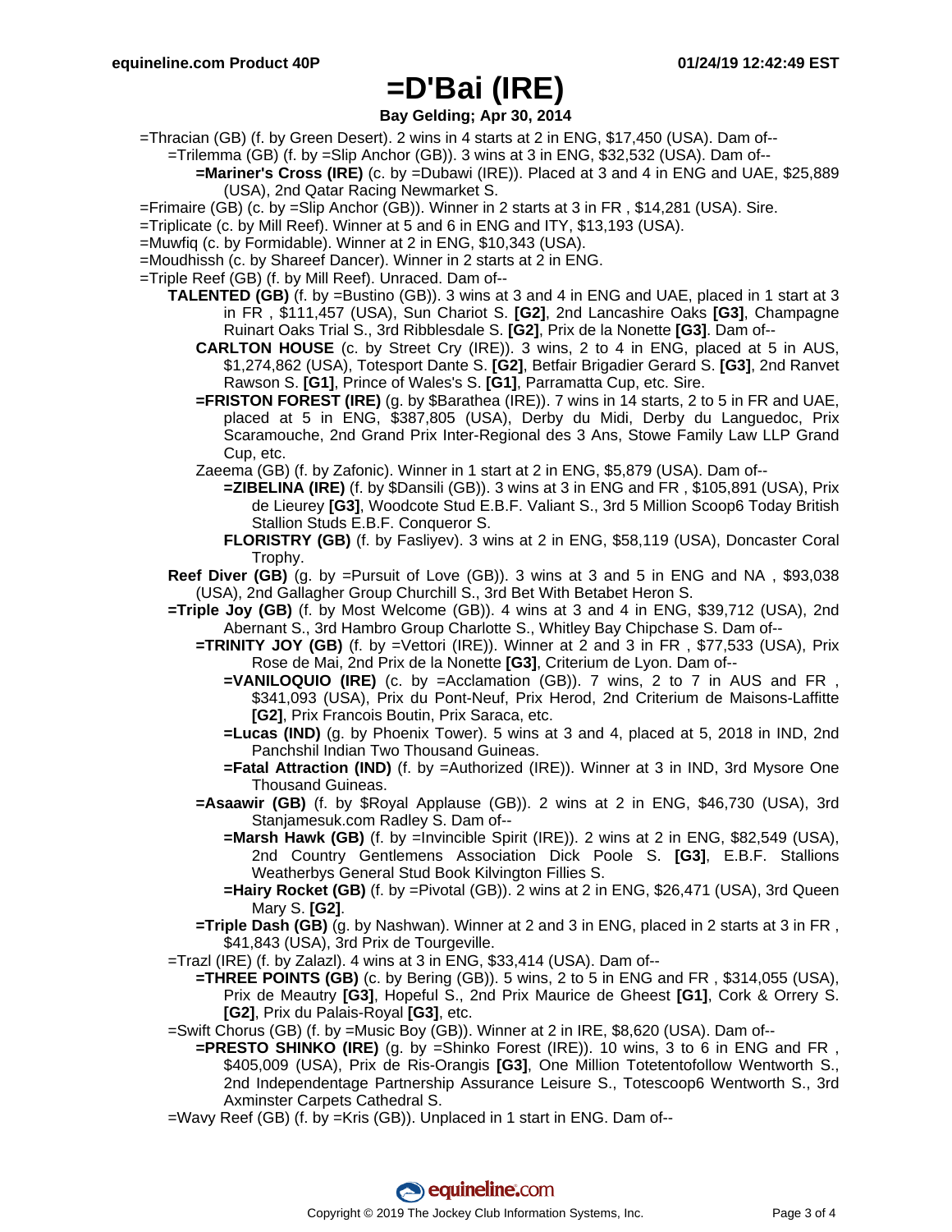# =D'Bai (IRE)

**Bay Gelding; Apr 30, 2014**

=Thracian (GB) (f. by Green Desert). 2 wins in 4 starts at 2 in ENG, $17,450 (USA). Dam of--

=Trilemma (GB) (f. by =Slip Anchor (GB)). 3 wins at 3 in ENG, $32,532 (USA). Dam of--

**=Mariner's Cross (IRE)** (c. by =Dubawi (IRE)). Placed at 3 and 4 in ENG and UAE, $25,889 (USA), 2nd Qatar Racing Newmarket S.

=Frimaire (GB) (c. by =Slip Anchor (GB)). Winner in 2 starts at 3 in FR , $14,281 (USA). Sire.

=Triplicate (c. by Mill Reef). Winner at 5 and 6 in ENG and ITY, $13,193 (USA).

=Muwfiq (c. by Formidable). Winner at 2 in ENG, $10,343 (USA).

=Moudhissh (c. by Shareef Dancer). Winner in 2 starts at 2 in ENG.

=Triple Reef (GB) (f. by Mill Reef). Unraced. Dam of--

**TALENTED (GB)** (f. by =Bustino (GB)). 3 wins at 3 and 4 in ENG and UAE, placed in 1 start at 3 in FR , $111,457 (USA), Sun Chariot S. **[G2]**, 2nd Lancashire Oaks **[G3]**, Champagne Ruinart Oaks Trial S., 3rd Ribblesdale S. **[G2]**, Prix de la Nonette **[G3]**. Dam of--

**CARLTON HOUSE** (c. by Street Cry (IRE)). 3 wins, 2 to 4 in ENG, placed at 5 in AUS, $1,274,862 (USA), Totesport Dante S. **[G2]**, Betfair Brigadier Gerard S. **[G3]**, 2nd Ranvet Rawson S. **[G1]**, Prince of Wales's S. **[G1]**, Parramatta Cup, etc. Sire.

**=FRISTON FOREST (IRE)** (g. by $Barathea (IRE)). 7 wins in 14 starts, 2 to 5 in FR and UAE, placed at 5 in ENG, $387,805 (USA), Derby du Midi, Derby du Languedoc, Prix Scaramouche, 2nd Grand Prix Inter-Regional des 3 Ans, Stowe Family Law LLP Grand Cup, etc.

Zaeema (GB) (f. by Zafonic). Winner in 1 start at 2 in ENG, $5,879 (USA). Dam of--

**=ZIBELINA (IRE)** (f. by $Dansili (GB)). 3 wins at 3 in ENG and FR , $105,891 (USA), Prix de Lieurey **[G3]**, Woodcote Stud E.B.F. Valiant S., 3rd 5 Million Scoop6 Today British Stallion Studs E.B.F. Conqueror S.

**FLORISTRY (GB)** (f. by Fasliyev). 3 wins at 2 in ENG, $58,119 (USA), Doncaster Coral Trophy.

**Reef Diver (GB)** (g. by =Pursuit of Love (GB)). 3 wins at 3 and 5 in ENG and NA , $93,038 (USA), 2nd Gallagher Group Churchill S., 3rd Bet With Betabet Heron S.

**=Triple Joy (GB)** (f. by Most Welcome (GB)). 4 wins at 3 and 4 in ENG, $39,712 (USA), 2nd Abernant S., 3rd Hambro Group Charlotte S., Whitley Bay Chipchase S. Dam of--

**=TRINITY JOY (GB)** (f. by =Vettori (IRE)). Winner at 2 and 3 in FR , $77,533 (USA), Prix Rose de Mai, 2nd Prix de la Nonette **[G3]**, Criterium de Lyon. Dam of--

**=VANILOQUIO (IRE)** (c. by =Acclamation (GB)). 7 wins, 2 to 7 in AUS and FR , $341,093 (USA), Prix du Pont-Neuf, Prix Herod, 2nd Criterium de Maisons-Laffitte **[G2]**, Prix Francois Boutin, Prix Saraca, etc.

**=Lucas (IND)** (g. by Phoenix Tower). 5 wins at 3 and 4, placed at 5, 2018 in IND, 2nd Panchshil Indian Two Thousand Guineas.

**=Fatal Attraction (IND)** (f. by =Authorized (IRE)). Winner at 3 in IND, 3rd Mysore One Thousand Guineas.

**=Asaawir (GB)** (f. by $Royal Applause (GB)). 2 wins at 2 in ENG, $46,730 (USA), 3rd Stanjamesuk.com Radley S. Dam of--

**=Marsh Hawk (GB)** (f. by =Invincible Spirit (IRE)). 2 wins at 2 in ENG, $82,549 (USA), 2nd Country Gentlemens Association Dick Poole S. **[G3]**, E.B.F. Stallions Weatherbys General Stud Book Kilvington Fillies S.

**=Hairy Rocket (GB)** (f. by =Pivotal (GB)). 2 wins at 2 in ENG, $26,471 (USA), 3rd Queen Mary S. **[G2]**.

**=Triple Dash (GB)** (g. by Nashwan). Winner at 2 and 3 in ENG, placed in 2 starts at 3 in FR , $41,843 (USA), 3rd Prix de Tourgeville.

=Trazl (IRE) (f. by Zalazl). 4 wins at 3 in ENG, $33,414 (USA). Dam of--

**=THREE POINTS (GB)** (c. by Bering (GB)). 5 wins, 2 to 5 in ENG and FR , $314,055 (USA), Prix de Meautry **[G3]**, Hopeful S., 2nd Prix Maurice de Gheest **[G1]**, Cork & Orrery S. **[G2]**, Prix du Palais-Royal **[G3]**, etc.

=Swift Chorus (GB) (f. by =Music Boy (GB)). Winner at 2 in IRE, $8,620 (USA). Dam of--

**=PRESTO SHINKO (IRE)** (g. by =Shinko Forest (IRE)). 10 wins, 3 to 6 in ENG and FR , $405,009 (USA), Prix de Ris-Orangis **[G3]**, One Million Totetentofollow Wentworth S., 2nd Independentage Partnership Assurance Leisure S., Totescoop6 Wentworth S., 3rd Axminster Carpets Cathedral S.

=Wavy Reef (GB) (f. by =Kris (GB)). Unplaced in 1 start in ENG. Dam of--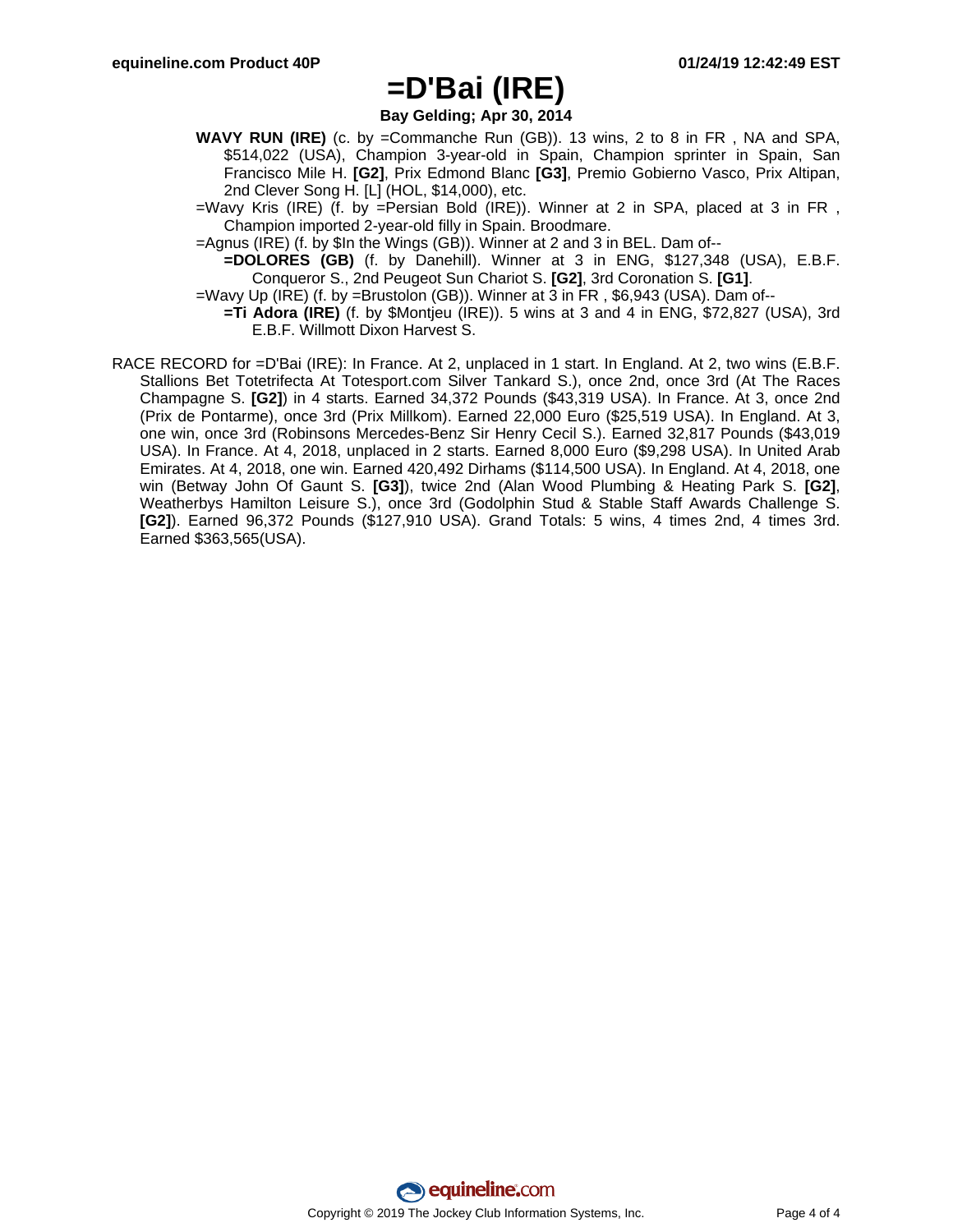# =D'Bai (IRE)

**Bay Gelding; Apr 30, 2014**

**WAVY RUN (IRE)** (c. by =Commanche Run (GB)). 13 wins, 2 to 8 in FR , NA and SPA, $514,022 (USA), Champion 3-year-old in Spain, Champion sprinter in Spain, San Francisco Mile H. **[G2]**, Prix Edmond Blanc **[G3]**, Premio Gobierno Vasco, Prix Altipan, 2nd Clever Song H. [L] (HOL, $14,000), etc.

=Wavy Kris (IRE) (f. by =Persian Bold (IRE)). Winner at 2 in SPA, placed at 3 in FR , Champion imported 2-year-old filly in Spain. Broodmare.

=Agnus (IRE) (f. by $In the Wings (GB)). Winner at 2 and 3 in BEL. Dam of--

- **=DOLORES (GB)** (f. by Danehill). Winner at 3 in ENG, $127,348 (USA), E.B.F. Conqueror S., 2nd Peugeot Sun Chariot S. **[G2]**, 3rd Coronation S. **[G1]**.

=Wavy Up (IRE) (f. by =Brustolon (GB)). Winner at 3 in FR , $6,943 (USA). Dam of--

- **=Ti Adora (IRE)** (f. by $Montjeu (IRE)). 5 wins at 3 and 4 in ENG, $72,827 (USA), 3rd E.B.F. Willmott Dixon Harvest S.

RACE RECORD for =D'Bai (IRE): In France. At 2, unplaced in 1 start. In England. At 2, two wins (E.B.F. Stallions Bet Totetrifecta At Totesport.com Silver Tankard S.), once 2nd, once 3rd (At The Races Champagne S. **[G2]**) in 4 starts. Earned 34,372 Pounds ($43,319 USA). In France. At 3, once 2nd (Prix de Pontarme), once 3rd (Prix Millkom). Earned 22,000 Euro ($25,519 USA). In England. At 3, one win, once 3rd (Robinsons Mercedes-Benz Sir Henry Cecil S.). Earned 32,817 Pounds ($43,019 USA). In France. At 4, 2018, unplaced in 2 starts. Earned 8,000 Euro ($9,298 USA). In United Arab Emirates. At 4, 2018, one win. Earned 420,492 Dirhams ($114,500 USA). In England. At 4, 2018, one win (Betway John Of Gaunt S. **[G3]**), twice 2nd (Alan Wood Plumbing & Heating Park S. **[G2]**, Weatherbys Hamilton Leisure S.), once 3rd (Godolphin Stud & Stable Staff Awards Challenge S. **[G2]**). Earned 96,372 Pounds ($127,910 USA). Grand Totals: 5 wins, 4 times 2nd, 4 times 3rd. Earned $363,565(USA).